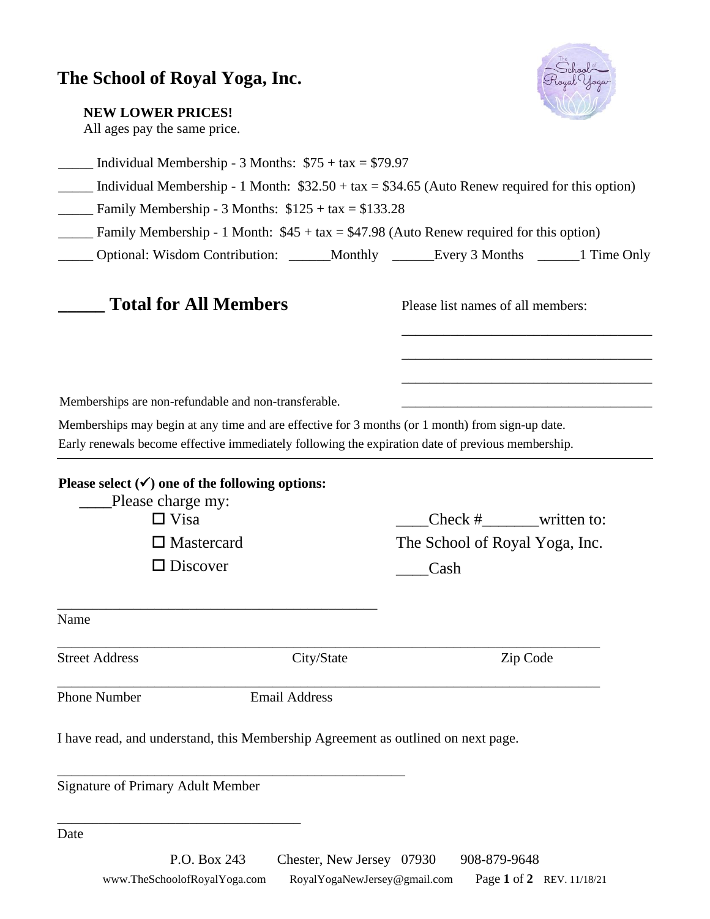# The School of Royal Yoga, Inc.

**NEW LOWER PRICES!**
All ages pay the same price.

_____ Individual Membership - 3 Months: $75 + tax = $79.97

_____ Individual Membership - 1 Month: $32.50 + tax = $34.65 (Auto Renew required for this option)

_____ Family Membership - 3 Months: $125 + tax = $133.28

_____ Family Membership - 1 Month: $45 + tax = $47.98 (Auto Renew required for this option)

_____ Optional: Wisdom Contribution: ______Monthly ______Every 3 Months ______1 Time Only

## _____ Total for All Members

Please list names of all members:

_____________________________________

_____________________________________

_____________________________________

_____________________________________

Memberships are non-refundable and non-transferable.

Memberships may begin at any time and are effective for 3 months (or 1 month) from sign-up date.
Early renewals become effective immediately following the expiration date of previous membership.

---

**Please select (✓) one of the following options:**

____Please charge my:

- ☐ Visa
- ☐ Mastercard
- ☐ Discover

____Check #_______written to:
The School of Royal Yoga, Inc.

____Cash

_______________________________________________
Name

_______________________________________________________________________________
Street Address | City/State | Zip Code

_______________________________________________________________________________
Phone Number | Email Address

I have read, and understand, this Membership Agreement as outlined on next page.

___________________________________________________
Signature of Primary Adult Member

___________________________________
Date

P.O. Box 243 Chester, New Jersey 07930 908-879-9648

www.TheSchoolofRoyalYoga.com RoyalYogaNewJersey@gmail.com REV. 11/18/21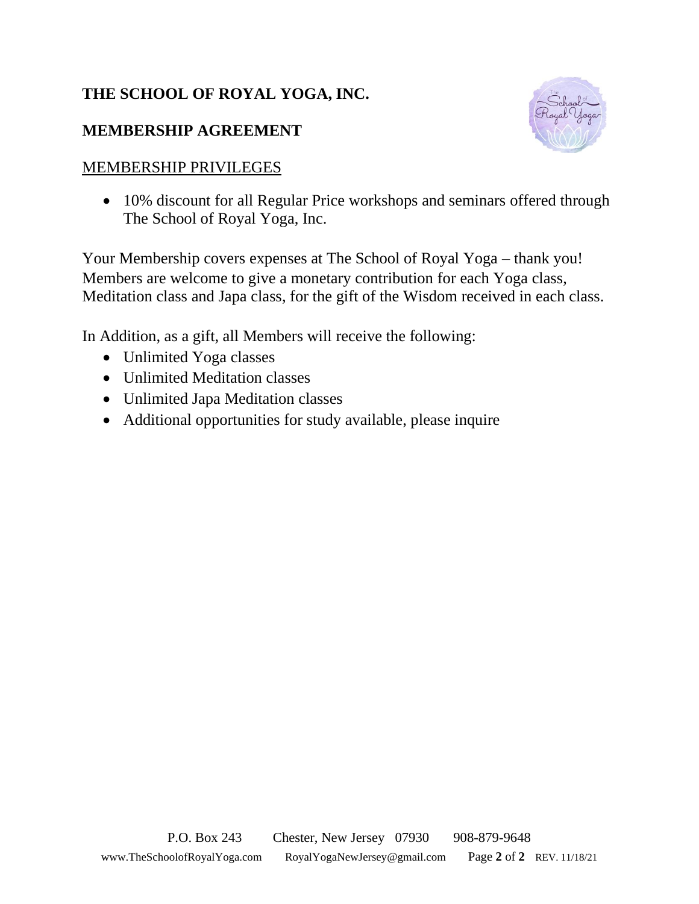**THE SCHOOL OF ROYAL YOGA, INC.**

**MEMBERSHIP AGREEMENT**

MEMBERSHIP PRIVILEGES

- 10% discount for all Regular Price workshops and seminars offered through The School of Royal Yoga, Inc.

Your Membership covers expenses at The School of Royal Yoga – thank you! Members are welcome to give a monetary contribution for each Yoga class, Meditation class and Japa class, for the gift of the Wisdom received in each class.

In Addition, as a gift, all Members will receive the following:

- Unlimited Yoga classes
- Unlimited Meditation classes
- Unlimited Japa Meditation classes
- Additional opportunities for study available, please inquire

P.O. Box 243    Chester, New Jersey 07930    908-879-9648

www.TheSchoolofRoyalYoga.com    RoyalYogaNewJersey@gmail.com    REV. 11/18/21